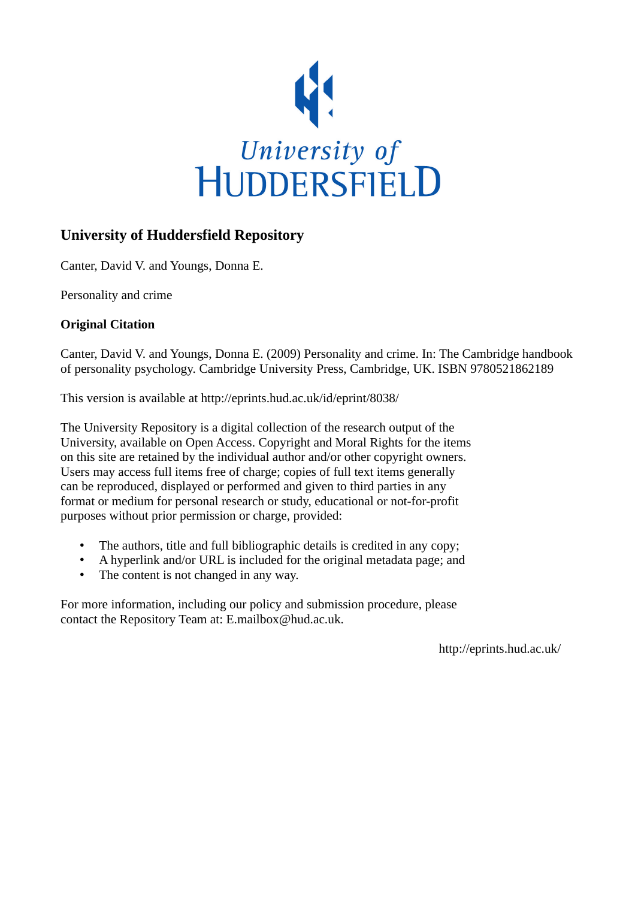University of
HUDDERSFIELD

## University of Huddersfield Repository

Canter, David V. and Youngs, Donna E.

Personality and crime

**Original Citation**

Canter, David V. and Youngs, Donna E. (2009) Personality and crime. In: The Cambridge handbook of personality psychology. Cambridge University Press, Cambridge, UK. ISBN 9780521862189

This version is available at http://eprints.hud.ac.uk/id/eprint/8038/

The University Repository is a digital collection of the research output of the University, available on Open Access. Copyright and Moral Rights for the items on this site are retained by the individual author and/or other copyright owners. Users may access full items free of charge; copies of full text items generally can be reproduced, displayed or performed and given to third parties in any format or medium for personal research or study, educational or not-for-profit purposes without prior permission or charge, provided:

- The authors, title and full bibliographic details is credited in any copy;
- A hyperlink and/or URL is included for the original metadata page; and
- The content is not changed in any way.

For more information, including our policy and submission procedure, please contact the Repository Team at: E.mailbox@hud.ac.uk.

http://eprints.hud.ac.uk/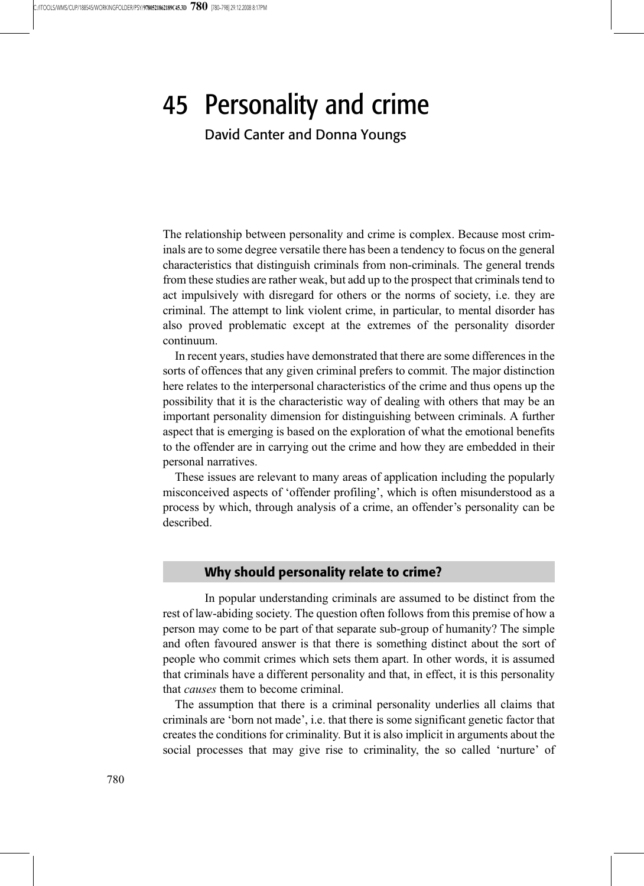# 45 Personality and crime

David Canter and Donna Youngs

The relationship between personality and crime is complex. Because most criminals are to some degree versatile there has been a tendency to focus on the general characteristics that distinguish criminals from non-criminals. The general trends from these studies are rather weak, but add up to the prospect that criminals tend to act impulsively with disregard for others or the norms of society, i.e. they are criminal. The attempt to link violent crime, in particular, to mental disorder has also proved problematic except at the extremes of the personality disorder continuum.

In recent years, studies have demonstrated that there are some differences in the sorts of offences that any given criminal prefers to commit. The major distinction here relates to the interpersonal characteristics of the crime and thus opens up the possibility that it is the characteristic way of dealing with others that may be an important personality dimension for distinguishing between criminals. A further aspect that is emerging is based on the exploration of what the emotional benefits to the offender are in carrying out the crime and how they are embedded in their personal narratives.

These issues are relevant to many areas of application including the popularly misconceived aspects of 'offender profiling', which is often misunderstood as a process by which, through analysis of a crime, an offender's personality can be described.

## Why should personality relate to crime?

In popular understanding criminals are assumed to be distinct from the rest of law-abiding society. The question often follows from this premise of how a person may come to be part of that separate sub-group of humanity? The simple and often favoured answer is that there is something distinct about the sort of people who commit crimes which sets them apart. In other words, it is assumed that criminals have a different personality and that, in effect, it is this personality that *causes* them to become criminal.

The assumption that there is a criminal personality underlies all claims that criminals are 'born not made', i.e. that there is some significant genetic factor that creates the conditions for criminality. But it is also implicit in arguments about the social processes that may give rise to criminality, the so called 'nurture' of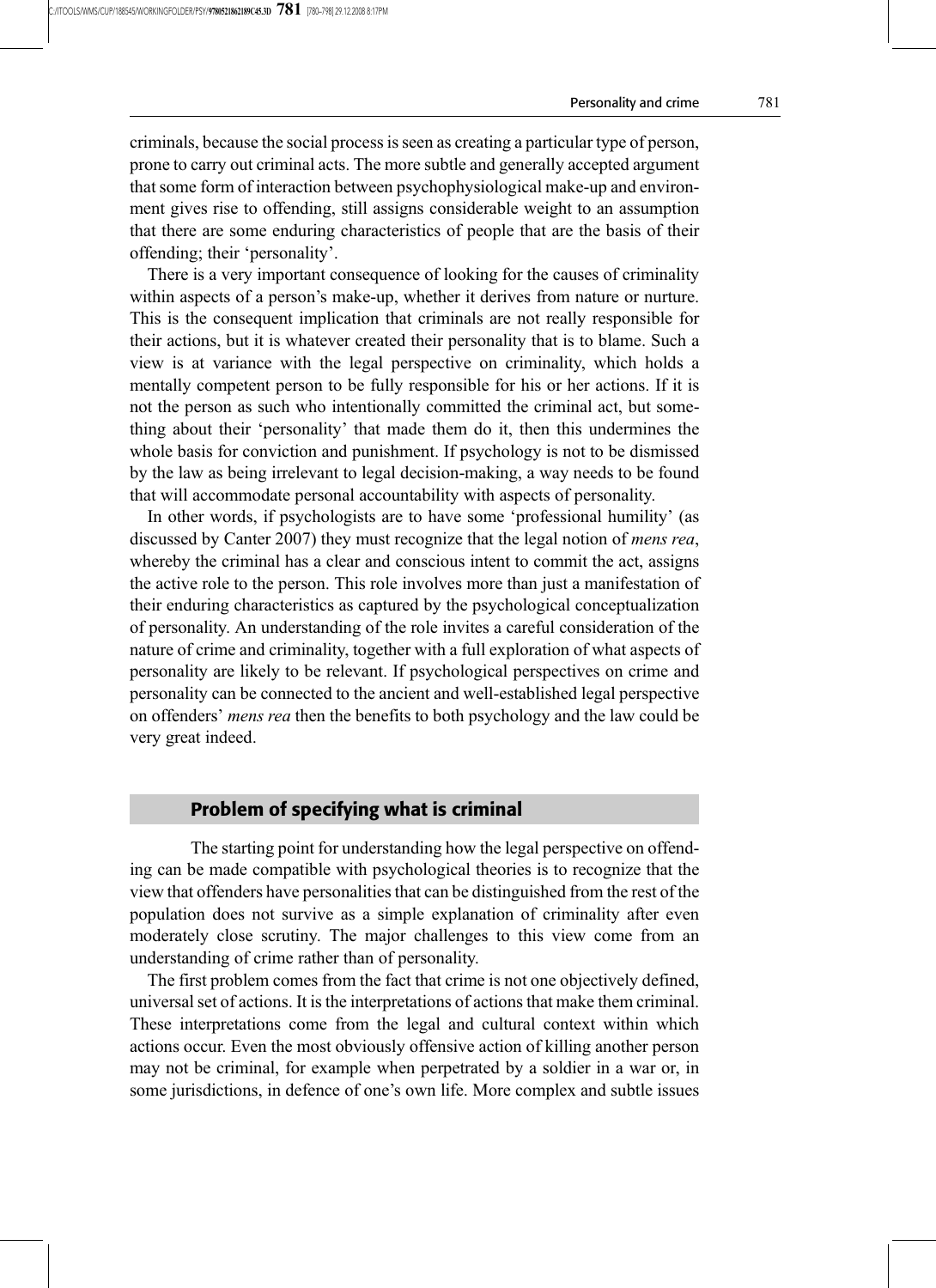criminals, because the social process is seen as creating a particular type of person, prone to carry out criminal acts. The more subtle and generally accepted argument that some form of interaction between psychophysiological make-up and environment gives rise to offending, still assigns considerable weight to an assumption that there are some enduring characteristics of people that are the basis of their offending; their 'personality'.

There is a very important consequence of looking for the causes of criminality within aspects of a person's make-up, whether it derives from nature or nurture. This is the consequent implication that criminals are not really responsible for their actions, but it is whatever created their personality that is to blame. Such a view is at variance with the legal perspective on criminality, which holds a mentally competent person to be fully responsible for his or her actions. If it is not the person as such who intentionally committed the criminal act, but something about their 'personality' that made them do it, then this undermines the whole basis for conviction and punishment. If psychology is not to be dismissed by the law as being irrelevant to legal decision-making, a way needs to be found that will accommodate personal accountability with aspects of personality.

In other words, if psychologists are to have some 'professional humility' (as discussed by Canter 2007) they must recognize that the legal notion of *mens rea*, whereby the criminal has a clear and conscious intent to commit the act, assigns the active role to the person. This role involves more than just a manifestation of their enduring characteristics as captured by the psychological conceptualization of personality. An understanding of the role invites a careful consideration of the nature of crime and criminality, together with a full exploration of what aspects of personality are likely to be relevant. If psychological perspectives on crime and personality can be connected to the ancient and well-established legal perspective on offenders' *mens rea* then the benefits to both psychology and the law could be very great indeed.

## Problem of specifying what is criminal

The starting point for understanding how the legal perspective on offending can be made compatible with psychological theories is to recognize that the view that offenders have personalities that can be distinguished from the rest of the population does not survive as a simple explanation of criminality after even moderately close scrutiny. The major challenges to this view come from an understanding of crime rather than of personality.

The first problem comes from the fact that crime is not one objectively defined, universal set of actions. It is the interpretations of actions that make them criminal. These interpretations come from the legal and cultural context within which actions occur. Even the most obviously offensive action of killing another person may not be criminal, for example when perpetrated by a soldier in a war or, in some jurisdictions, in defence of one's own life. More complex and subtle issues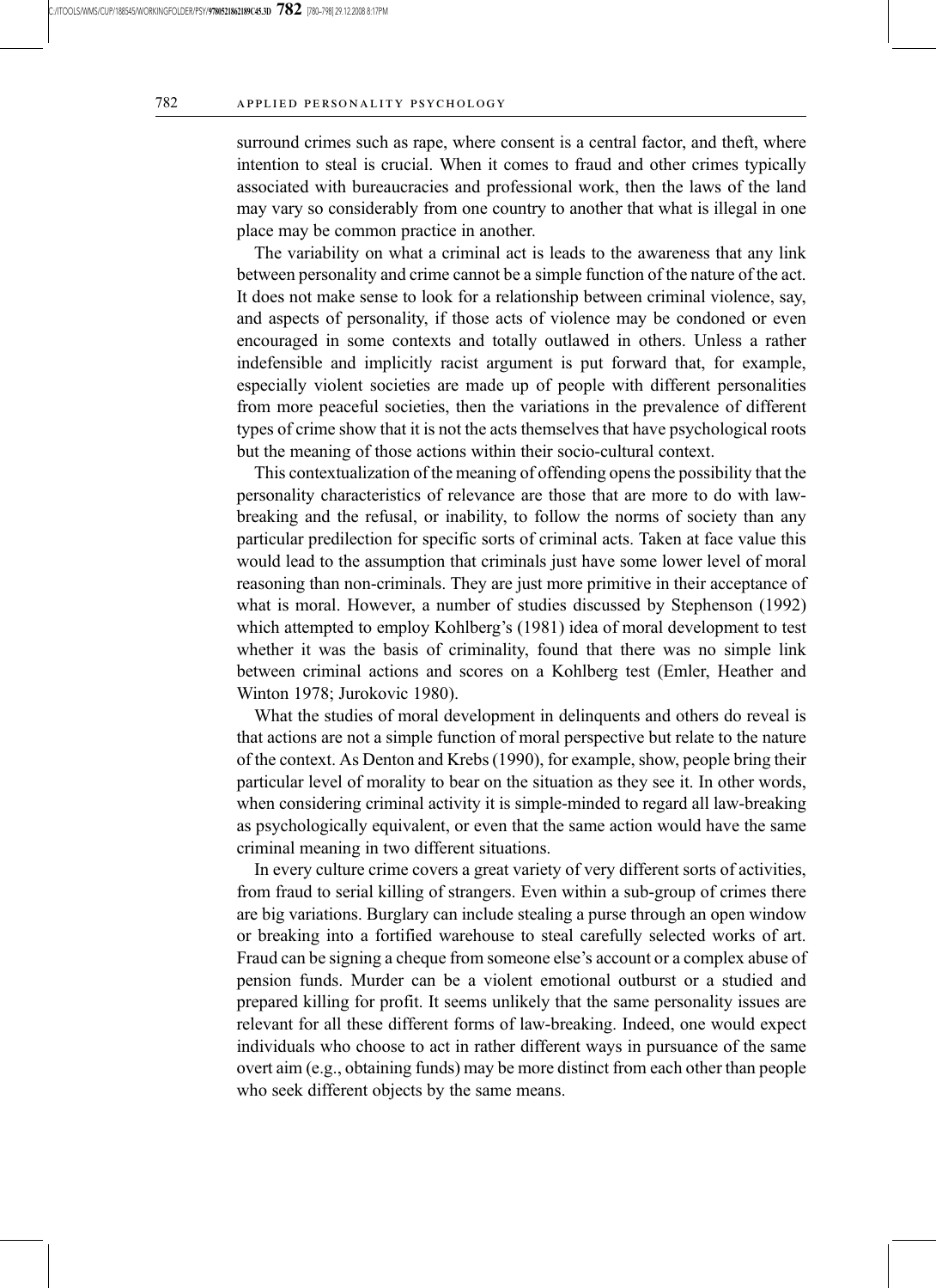surround crimes such as rape, where consent is a central factor, and theft, where intention to steal is crucial. When it comes to fraud and other crimes typically associated with bureaucracies and professional work, then the laws of the land may vary so considerably from one country to another that what is illegal in one place may be common practice in another.

The variability on what a criminal act is leads to the awareness that any link between personality and crime cannot be a simple function of the nature of the act. It does not make sense to look for a relationship between criminal violence, say, and aspects of personality, if those acts of violence may be condoned or even encouraged in some contexts and totally outlawed in others. Unless a rather indefensible and implicitly racist argument is put forward that, for example, especially violent societies are made up of people with different personalities from more peaceful societies, then the variations in the prevalence of different types of crime show that it is not the acts themselves that have psychological roots but the meaning of those actions within their socio-cultural context.

This contextualization of the meaning of offending opens the possibility that the personality characteristics of relevance are those that are more to do with law-breaking and the refusal, or inability, to follow the norms of society than any particular predilection for specific sorts of criminal acts. Taken at face value this would lead to the assumption that criminals just have some lower level of moral reasoning than non-criminals. They are just more primitive in their acceptance of what is moral. However, a number of studies discussed by Stephenson (1992) which attempted to employ Kohlberg's (1981) idea of moral development to test whether it was the basis of criminality, found that there was no simple link between criminal actions and scores on a Kohlberg test (Emler, Heather and Winton 1978; Jurokovic 1980).

What the studies of moral development in delinquents and others do reveal is that actions are not a simple function of moral perspective but relate to the nature of the context. As Denton and Krebs (1990), for example, show, people bring their particular level of morality to bear on the situation as they see it. In other words, when considering criminal activity it is simple-minded to regard all law-breaking as psychologically equivalent, or even that the same action would have the same criminal meaning in two different situations.

In every culture crime covers a great variety of very different sorts of activities, from fraud to serial killing of strangers. Even within a sub-group of crimes there are big variations. Burglary can include stealing a purse through an open window or breaking into a fortified warehouse to steal carefully selected works of art. Fraud can be signing a cheque from someone else's account or a complex abuse of pension funds. Murder can be a violent emotional outburst or a studied and prepared killing for profit. It seems unlikely that the same personality issues are relevant for all these different forms of law-breaking. Indeed, one would expect individuals who choose to act in rather different ways in pursuance of the same overt aim (e.g., obtaining funds) may be more distinct from each other than people who seek different objects by the same means.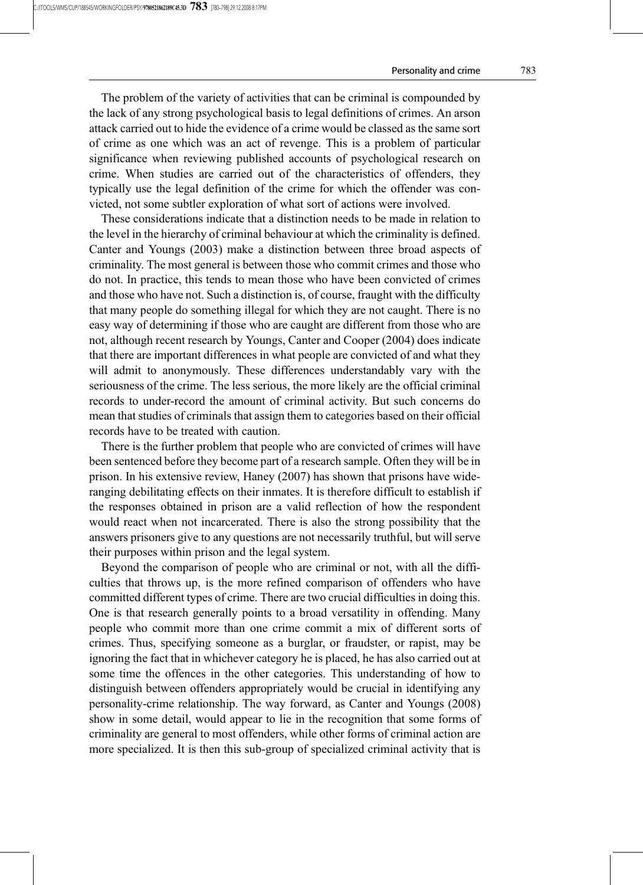The problem of the variety of activities that can be criminal is compounded by the lack of any strong psychological basis to legal definitions of crimes. An arson attack carried out to hide the evidence of a crime would be classed as the same sort of crime as one which was an act of revenge. This is a problem of particular significance when reviewing published accounts of psychological research on crime. When studies are carried out of the characteristics of offenders, they typically use the legal definition of the crime for which the offender was convicted, not some subtler exploration of what sort of actions were involved.

These considerations indicate that a distinction needs to be made in relation to the level in the hierarchy of criminal behaviour at which the criminality is defined. Canter and Youngs (2003) make a distinction between three broad aspects of criminality. The most general is between those who commit crimes and those who do not. In practice, this tends to mean those who have been convicted of crimes and those who have not. Such a distinction is, of course, fraught with the difficulty that many people do something illegal for which they are not caught. There is no easy way of determining if those who are caught are different from those who are not, although recent research by Youngs, Canter and Cooper (2004) does indicate that there are important differences in what people are convicted of and what they will admit to anonymously. These differences understandably vary with the seriousness of the crime. The less serious, the more likely are the official criminal records to under-record the amount of criminal activity. But such concerns do mean that studies of criminals that assign them to categories based on their official records have to be treated with caution.

There is the further problem that people who are convicted of crimes will have been sentenced before they become part of a research sample. Often they will be in prison. In his extensive review, Haney (2007) has shown that prisons have wide-ranging debilitating effects on their inmates. It is therefore difficult to establish if the responses obtained in prison are a valid reflection of how the respondent would react when not incarcerated. There is also the strong possibility that the answers prisoners give to any questions are not necessarily truthful, but will serve their purposes within prison and the legal system.

Beyond the comparison of people who are criminal or not, with all the difficulties that throws up, is the more refined comparison of offenders who have committed different types of crime. There are two crucial difficulties in doing this. One is that research generally points to a broad versatility in offending. Many people who commit more than one crime commit a mix of different sorts of crimes. Thus, specifying someone as a burglar, or fraudster, or rapist, may be ignoring the fact that in whichever category he is placed, he has also carried out at some time the offences in the other categories. This understanding of how to distinguish between offenders appropriately would be crucial in identifying any personality-crime relationship. The way forward, as Canter and Youngs (2008) show in some detail, would appear to lie in the recognition that some forms of criminality are general to most offenders, while other forms of criminal action are more specialized. It is then this sub-group of specialized criminal activity that is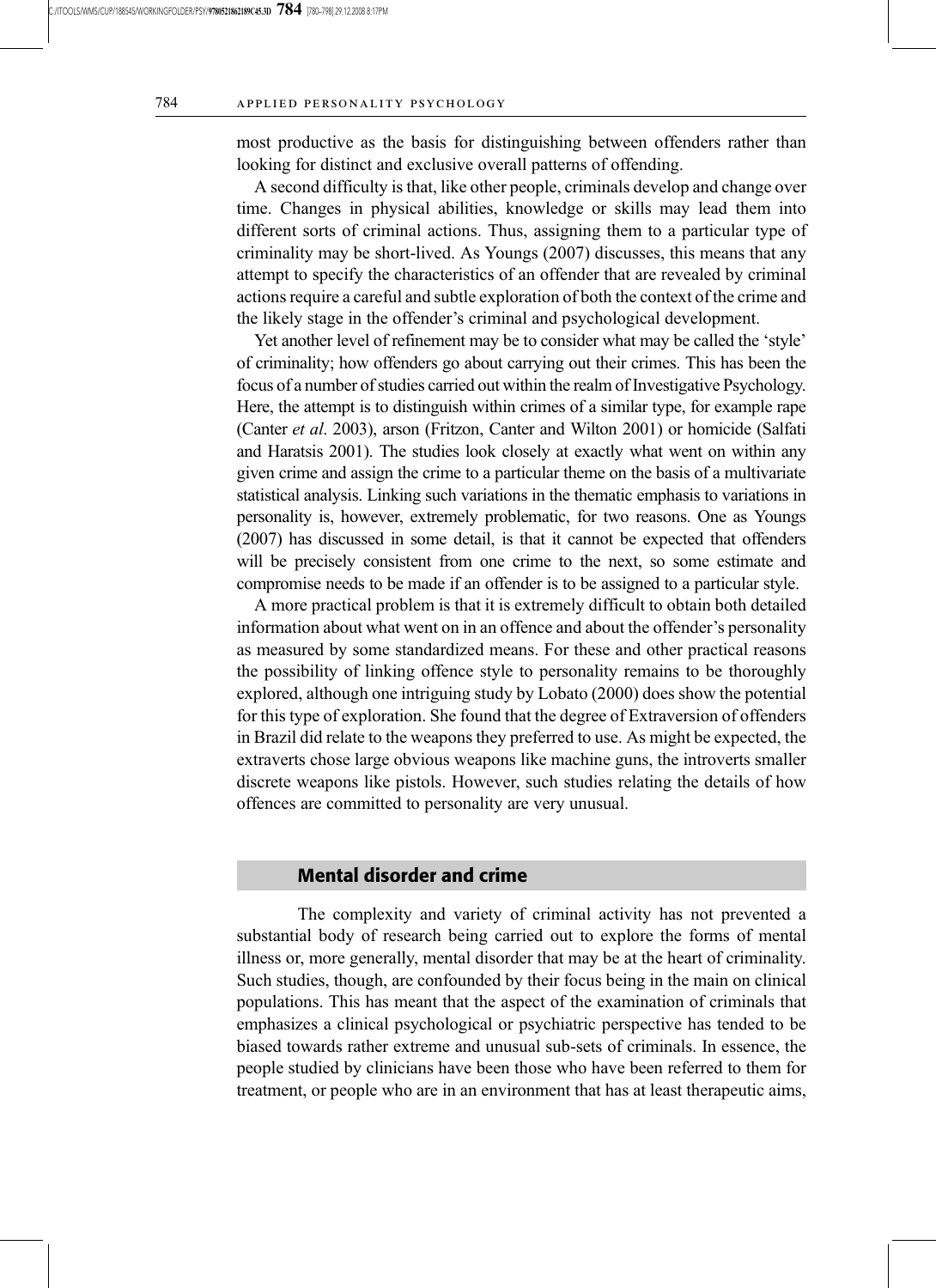most productive as the basis for distinguishing between offenders rather than looking for distinct and exclusive overall patterns of offending.

A second difficulty is that, like other people, criminals develop and change over time. Changes in physical abilities, knowledge or skills may lead them into different sorts of criminal actions. Thus, assigning them to a particular type of criminality may be short-lived. As Youngs (2007) discusses, this means that any attempt to specify the characteristics of an offender that are revealed by criminal actions require a careful and subtle exploration of both the context of the crime and the likely stage in the offender's criminal and psychological development.

Yet another level of refinement may be to consider what may be called the 'style' of criminality; how offenders go about carrying out their crimes. This has been the focus of a number of studies carried out within the realm of Investigative Psychology. Here, the attempt is to distinguish within crimes of a similar type, for example rape (Canter *et al*. 2003), arson (Fritzon, Canter and Wilton 2001) or homicide (Salfati and Haratsis 2001). The studies look closely at exactly what went on within any given crime and assign the crime to a particular theme on the basis of a multivariate statistical analysis. Linking such variations in the thematic emphasis to variations in personality is, however, extremely problematic, for two reasons. One as Youngs (2007) has discussed in some detail, is that it cannot be expected that offenders will be precisely consistent from one crime to the next, so some estimate and compromise needs to be made if an offender is to be assigned to a particular style.

A more practical problem is that it is extremely difficult to obtain both detailed information about what went on in an offence and about the offender's personality as measured by some standardized means. For these and other practical reasons the possibility of linking offence style to personality remains to be thoroughly explored, although one intriguing study by Lobato (2000) does show the potential for this type of exploration. She found that the degree of Extraversion of offenders in Brazil did relate to the weapons they preferred to use. As might be expected, the extraverts chose large obvious weapons like machine guns, the introverts smaller discrete weapons like pistols. However, such studies relating the details of how offences are committed to personality are very unusual.

## Mental disorder and crime

The complexity and variety of criminal activity has not prevented a substantial body of research being carried out to explore the forms of mental illness or, more generally, mental disorder that may be at the heart of criminality. Such studies, though, are confounded by their focus being in the main on clinical populations. This has meant that the aspect of the examination of criminals that emphasizes a clinical psychological or psychiatric perspective has tended to be biased towards rather extreme and unusual sub-sets of criminals. In essence, the people studied by clinicians have been those who have been referred to them for treatment, or people who are in an environment that has at least therapeutic aims,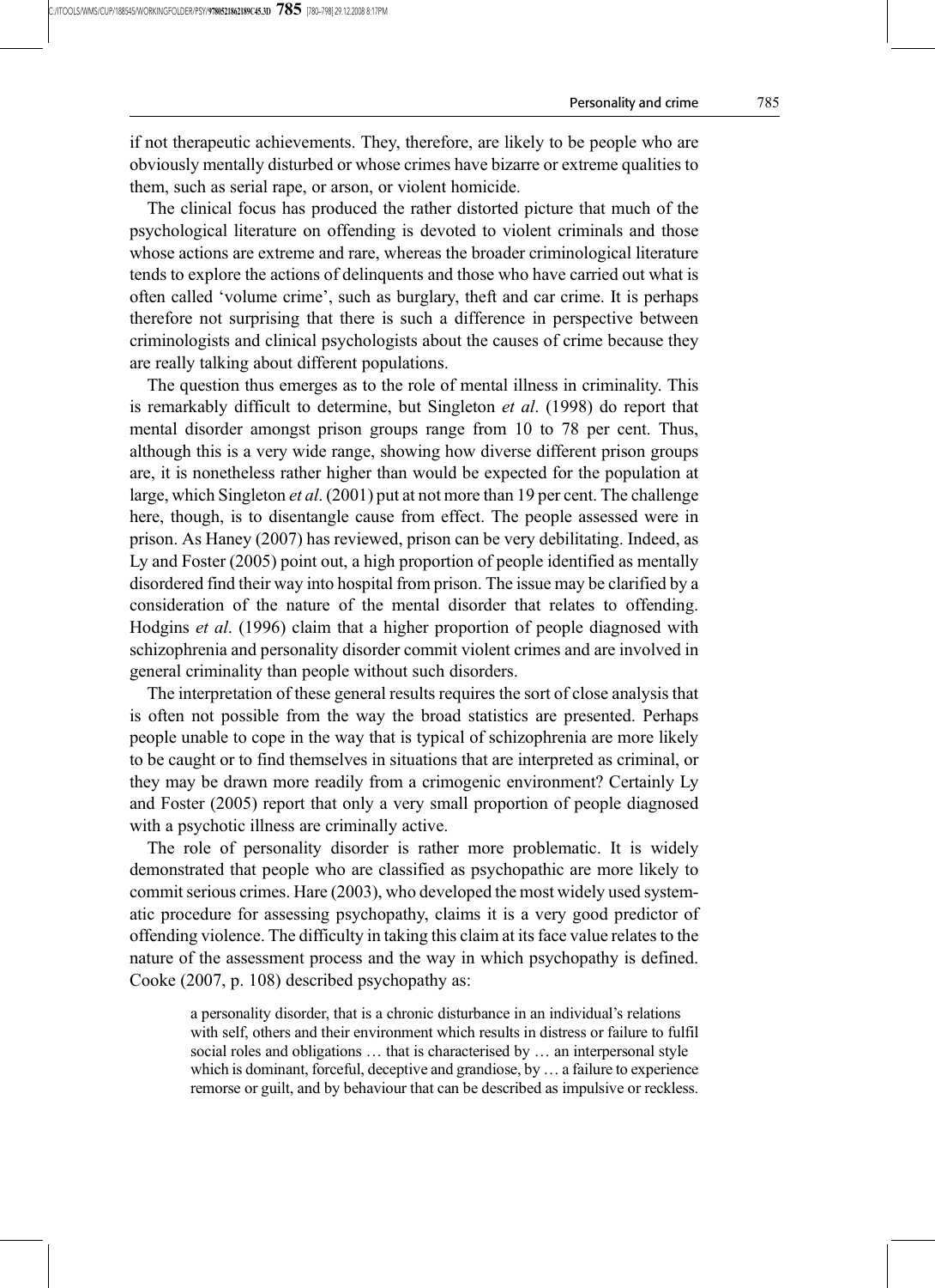if not therapeutic achievements. They, therefore, are likely to be people who are obviously mentally disturbed or whose crimes have bizarre or extreme qualities to them, such as serial rape, or arson, or violent homicide.

The clinical focus has produced the rather distorted picture that much of the psychological literature on offending is devoted to violent criminals and those whose actions are extreme and rare, whereas the broader criminological literature tends to explore the actions of delinquents and those who have carried out what is often called 'volume crime', such as burglary, theft and car crime. It is perhaps therefore not surprising that there is such a difference in perspective between criminologists and clinical psychologists about the causes of crime because they are really talking about different populations.

The question thus emerges as to the role of mental illness in criminality. This is remarkably difficult to determine, but Singleton *et al*. (1998) do report that mental disorder amongst prison groups range from 10 to 78 per cent. Thus, although this is a very wide range, showing how diverse different prison groups are, it is nonetheless rather higher than would be expected for the population at large, which Singleton *et al*. (2001) put at not more than 19 per cent. The challenge here, though, is to disentangle cause from effect. The people assessed were in prison. As Haney (2007) has reviewed, prison can be very debilitating. Indeed, as Ly and Foster (2005) point out, a high proportion of people identified as mentally disordered find their way into hospital from prison. The issue may be clarified by a consideration of the nature of the mental disorder that relates to offending. Hodgins *et al*. (1996) claim that a higher proportion of people diagnosed with schizophrenia and personality disorder commit violent crimes and are involved in general criminality than people without such disorders.

The interpretation of these general results requires the sort of close analysis that is often not possible from the way the broad statistics are presented. Perhaps people unable to cope in the way that is typical of schizophrenia are more likely to be caught or to find themselves in situations that are interpreted as criminal, or they may be drawn more readily from a crimogenic environment? Certainly Ly and Foster (2005) report that only a very small proportion of people diagnosed with a psychotic illness are criminally active.

The role of personality disorder is rather more problematic. It is widely demonstrated that people who are classified as psychopathic are more likely to commit serious crimes. Hare (2003), who developed the most widely used systematic procedure for assessing psychopathy, claims it is a very good predictor of offending violence. The difficulty in taking this claim at its face value relates to the nature of the assessment process and the way in which psychopathy is defined. Cooke (2007, p. 108) described psychopathy as:

> a personality disorder, that is a chronic disturbance in an individual's relations with self, others and their environment which results in distress or failure to fulfil social roles and obligations … that is characterised by … an interpersonal style which is dominant, forceful, deceptive and grandiose, by … a failure to experience remorse or guilt, and by behaviour that can be described as impulsive or reckless.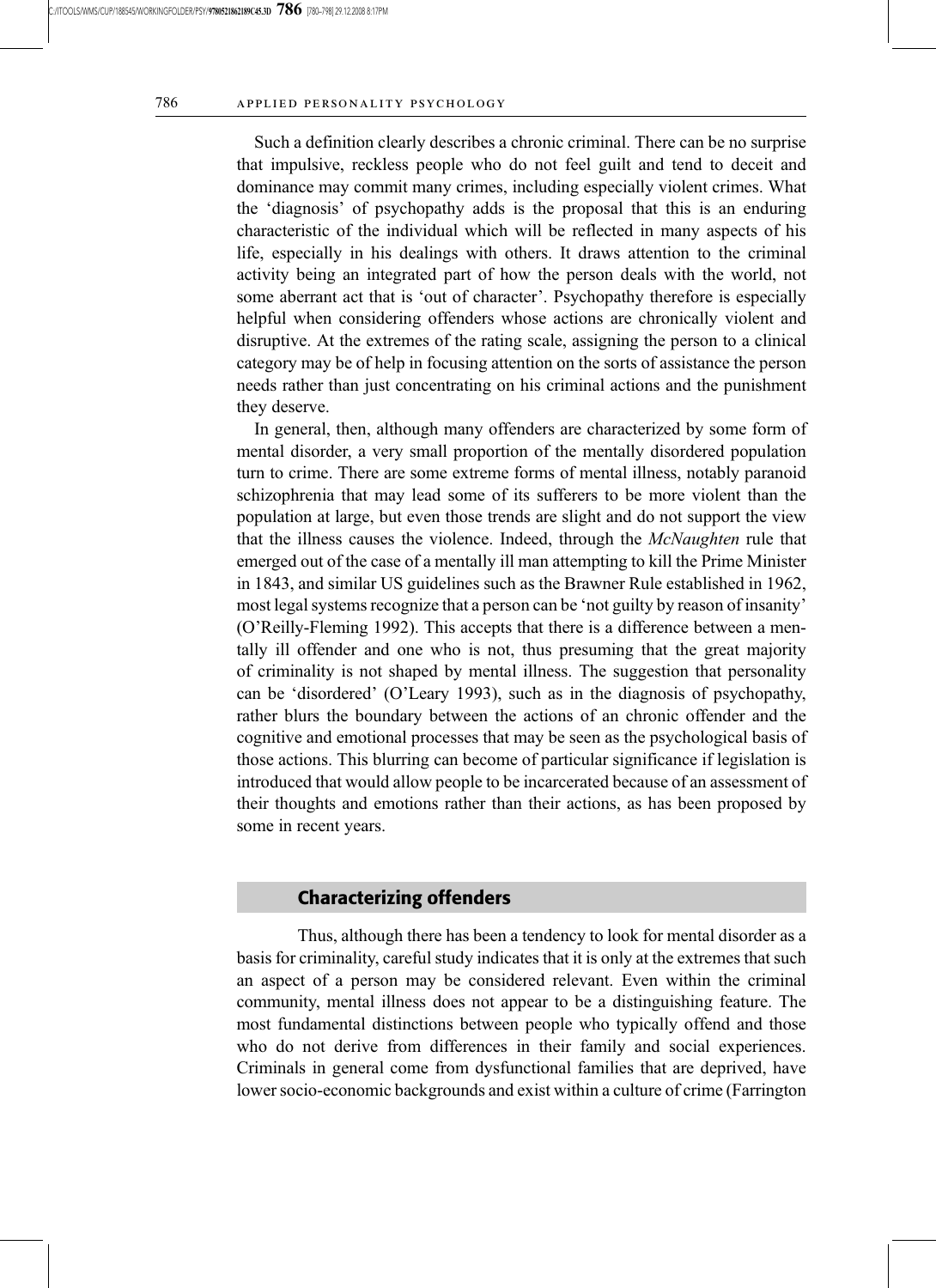Such a definition clearly describes a chronic criminal. There can be no surprise that impulsive, reckless people who do not feel guilt and tend to deceit and dominance may commit many crimes, including especially violent crimes. What the 'diagnosis' of psychopathy adds is the proposal that this is an enduring characteristic of the individual which will be reflected in many aspects of his life, especially in his dealings with others. It draws attention to the criminal activity being an integrated part of how the person deals with the world, not some aberrant act that is 'out of character'. Psychopathy therefore is especially helpful when considering offenders whose actions are chronically violent and disruptive. At the extremes of the rating scale, assigning the person to a clinical category may be of help in focusing attention on the sorts of assistance the person needs rather than just concentrating on his criminal actions and the punishment they deserve.

In general, then, although many offenders are characterized by some form of mental disorder, a very small proportion of the mentally disordered population turn to crime. There are some extreme forms of mental illness, notably paranoid schizophrenia that may lead some of its sufferers to be more violent than the population at large, but even those trends are slight and do not support the view that the illness causes the violence. Indeed, through the *McNaughten* rule that emerged out of the case of a mentally ill man attempting to kill the Prime Minister in 1843, and similar US guidelines such as the Brawner Rule established in 1962, most legal systems recognize that a person can be 'not guilty by reason of insanity' (O'Reilly-Fleming 1992). This accepts that there is a difference between a mentally ill offender and one who is not, thus presuming that the great majority of criminality is not shaped by mental illness. The suggestion that personality can be 'disordered' (O'Leary 1993), such as in the diagnosis of psychopathy, rather blurs the boundary between the actions of an chronic offender and the cognitive and emotional processes that may be seen as the psychological basis of those actions. This blurring can become of particular significance if legislation is introduced that would allow people to be incarcerated because of an assessment of their thoughts and emotions rather than their actions, as has been proposed by some in recent years.

## Characterizing offenders

Thus, although there has been a tendency to look for mental disorder as a basis for criminality, careful study indicates that it is only at the extremes that such an aspect of a person may be considered relevant. Even within the criminal community, mental illness does not appear to be a distinguishing feature. The most fundamental distinctions between people who typically offend and those who do not derive from differences in their family and social experiences. Criminals in general come from dysfunctional families that are deprived, have lower socio-economic backgrounds and exist within a culture of crime (Farrington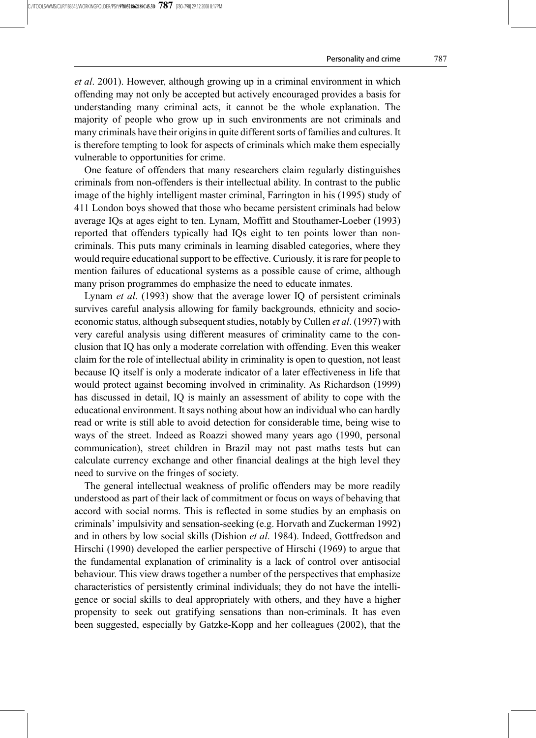*et al*. 2001). However, although growing up in a criminal environment in which offending may not only be accepted but actively encouraged provides a basis for understanding many criminal acts, it cannot be the whole explanation. The majority of people who grow up in such environments are not criminals and many criminals have their origins in quite different sorts of families and cultures. It is therefore tempting to look for aspects of criminals which make them especially vulnerable to opportunities for crime.

One feature of offenders that many researchers claim regularly distinguishes criminals from non-offenders is their intellectual ability. In contrast to the public image of the highly intelligent master criminal, Farrington in his (1995) study of 411 London boys showed that those who became persistent criminals had below average IQs at ages eight to ten. Lynam, Moffitt and Stouthamer-Loeber (1993) reported that offenders typically had IQs eight to ten points lower than non-criminals. This puts many criminals in learning disabled categories, where they would require educational support to be effective. Curiously, it is rare for people to mention failures of educational systems as a possible cause of crime, although many prison programmes do emphasize the need to educate inmates.

Lynam *et al*. (1993) show that the average lower IQ of persistent criminals survives careful analysis allowing for family backgrounds, ethnicity and socio-economic status, although subsequent studies, notably by Cullen *et al*. (1997) with very careful analysis using different measures of criminality came to the conclusion that IQ has only a moderate correlation with offending. Even this weaker claim for the role of intellectual ability in criminality is open to question, not least because IQ itself is only a moderate indicator of a later effectiveness in life that would protect against becoming involved in criminality. As Richardson (1999) has discussed in detail, IQ is mainly an assessment of ability to cope with the educational environment. It says nothing about how an individual who can hardly read or write is still able to avoid detection for considerable time, being wise to ways of the street. Indeed as Roazzi showed many years ago (1990, personal communication), street children in Brazil may not past maths tests but can calculate currency exchange and other financial dealings at the high level they need to survive on the fringes of society.

The general intellectual weakness of prolific offenders may be more readily understood as part of their lack of commitment or focus on ways of behaving that accord with social norms. This is reflected in some studies by an emphasis on criminals' impulsivity and sensation-seeking (e.g. Horvath and Zuckerman 1992) and in others by low social skills (Dishion *et al*. 1984). Indeed, Gottfredson and Hirschi (1990) developed the earlier perspective of Hirschi (1969) to argue that the fundamental explanation of criminality is a lack of control over antisocial behaviour. This view draws together a number of the perspectives that emphasize characteristics of persistently criminal individuals; they do not have the intelligence or social skills to deal appropriately with others, and they have a higher propensity to seek out gratifying sensations than non-criminals. It has even been suggested, especially by Gatzke-Kopp and her colleagues (2002), that the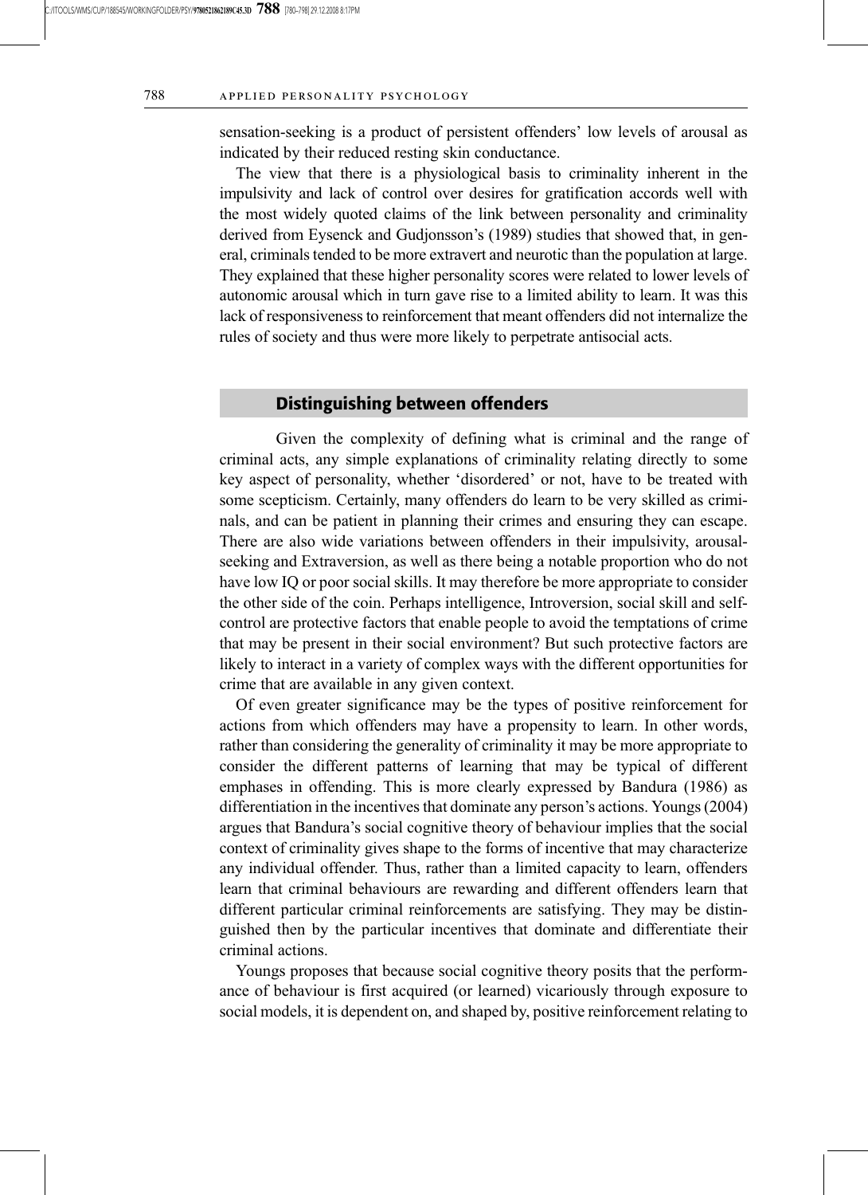sensation-seeking is a product of persistent offenders' low levels of arousal as indicated by their reduced resting skin conductance.

The view that there is a physiological basis to criminality inherent in the impulsivity and lack of control over desires for gratification accords well with the most widely quoted claims of the link between personality and criminality derived from Eysenck and Gudjonsson's (1989) studies that showed that, in general, criminals tended to be more extravert and neurotic than the population at large. They explained that these higher personality scores were related to lower levels of autonomic arousal which in turn gave rise to a limited ability to learn. It was this lack of responsiveness to reinforcement that meant offenders did not internalize the rules of society and thus were more likely to perpetrate antisocial acts.

## Distinguishing between offenders

Given the complexity of defining what is criminal and the range of criminal acts, any simple explanations of criminality relating directly to some key aspect of personality, whether 'disordered' or not, have to be treated with some scepticism. Certainly, many offenders do learn to be very skilled as criminals, and can be patient in planning their crimes and ensuring they can escape. There are also wide variations between offenders in their impulsivity, arousal-seeking and Extraversion, as well as there being a notable proportion who do not have low IQ or poor social skills. It may therefore be more appropriate to consider the other side of the coin. Perhaps intelligence, Introversion, social skill and self-control are protective factors that enable people to avoid the temptations of crime that may be present in their social environment? But such protective factors are likely to interact in a variety of complex ways with the different opportunities for crime that are available in any given context.

Of even greater significance may be the types of positive reinforcement for actions from which offenders may have a propensity to learn. In other words, rather than considering the generality of criminality it may be more appropriate to consider the different patterns of learning that may be typical of different emphases in offending. This is more clearly expressed by Bandura (1986) as differentiation in the incentives that dominate any person's actions. Youngs (2004) argues that Bandura's social cognitive theory of behaviour implies that the social context of criminality gives shape to the forms of incentive that may characterize any individual offender. Thus, rather than a limited capacity to learn, offenders learn that criminal behaviours are rewarding and different offenders learn that different particular criminal reinforcements are satisfying. They may be distinguished then by the particular incentives that dominate and differentiate their criminal actions.

Youngs proposes that because social cognitive theory posits that the performance of behaviour is first acquired (or learned) vicariously through exposure to social models, it is dependent on, and shaped by, positive reinforcement relating to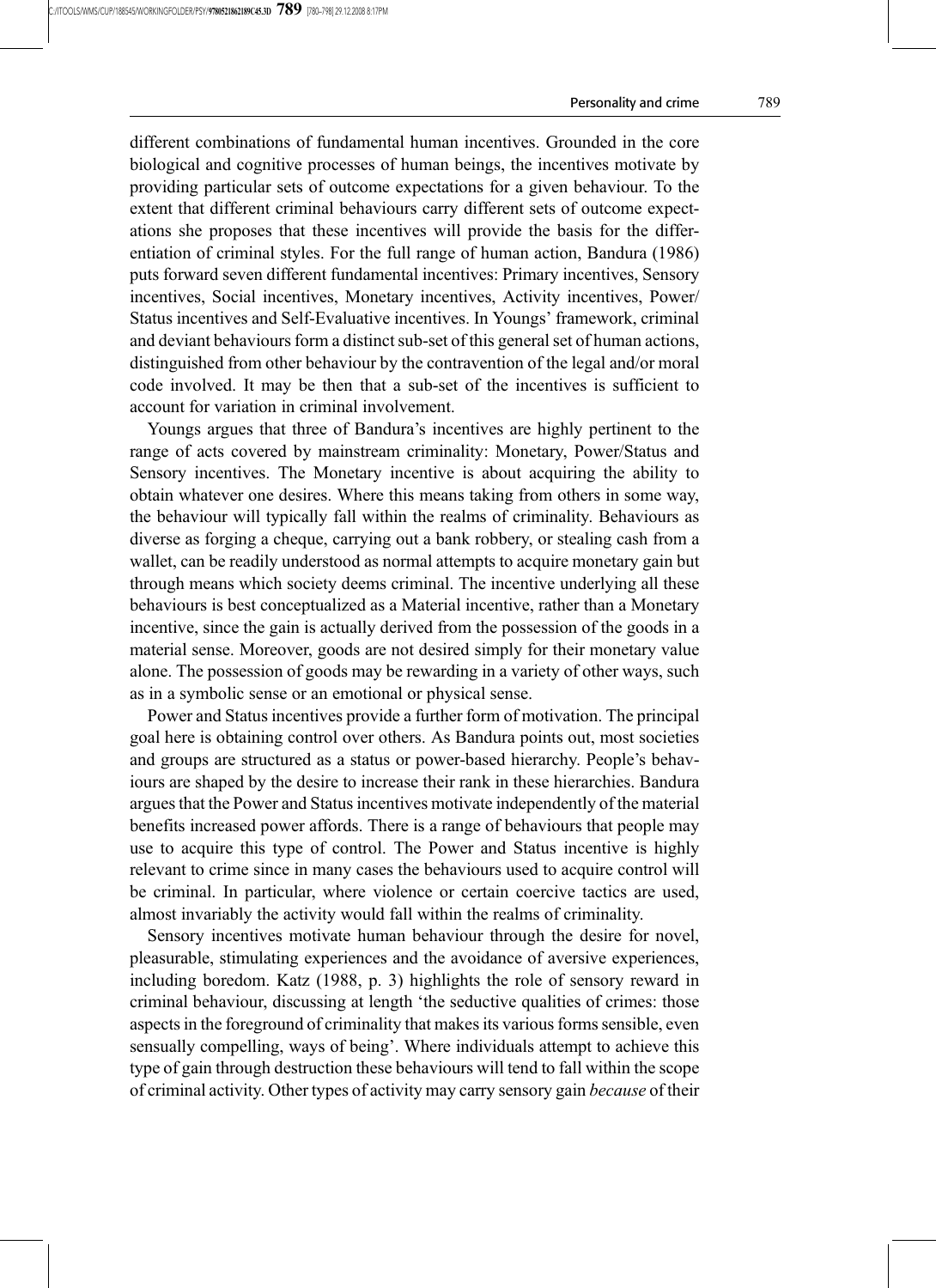different combinations of fundamental human incentives. Grounded in the core biological and cognitive processes of human beings, the incentives motivate by providing particular sets of outcome expectations for a given behaviour. To the extent that different criminal behaviours carry different sets of outcome expectations she proposes that these incentives will provide the basis for the differentiation of criminal styles. For the full range of human action, Bandura (1986) puts forward seven different fundamental incentives: Primary incentives, Sensory incentives, Social incentives, Monetary incentives, Activity incentives, Power/Status incentives and Self-Evaluative incentives. In Youngs' framework, criminal and deviant behaviours form a distinct sub-set of this general set of human actions, distinguished from other behaviour by the contravention of the legal and/or moral code involved. It may be then that a sub-set of the incentives is sufficient to account for variation in criminal involvement.

Youngs argues that three of Bandura's incentives are highly pertinent to the range of acts covered by mainstream criminality: Monetary, Power/Status and Sensory incentives. The Monetary incentive is about acquiring the ability to obtain whatever one desires. Where this means taking from others in some way, the behaviour will typically fall within the realms of criminality. Behaviours as diverse as forging a cheque, carrying out a bank robbery, or stealing cash from a wallet, can be readily understood as normal attempts to acquire monetary gain but through means which society deems criminal. The incentive underlying all these behaviours is best conceptualized as a Material incentive, rather than a Monetary incentive, since the gain is actually derived from the possession of the goods in a material sense. Moreover, goods are not desired simply for their monetary value alone. The possession of goods may be rewarding in a variety of other ways, such as in a symbolic sense or an emotional or physical sense.

Power and Status incentives provide a further form of motivation. The principal goal here is obtaining control over others. As Bandura points out, most societies and groups are structured as a status or power-based hierarchy. People's behaviours are shaped by the desire to increase their rank in these hierarchies. Bandura argues that the Power and Status incentives motivate independently of the material benefits increased power affords. There is a range of behaviours that people may use to acquire this type of control. The Power and Status incentive is highly relevant to crime since in many cases the behaviours used to acquire control will be criminal. In particular, where violence or certain coercive tactics are used, almost invariably the activity would fall within the realms of criminality.

Sensory incentives motivate human behaviour through the desire for novel, pleasurable, stimulating experiences and the avoidance of aversive experiences, including boredom. Katz (1988, p. 3) highlights the role of sensory reward in criminal behaviour, discussing at length 'the seductive qualities of crimes: those aspects in the foreground of criminality that makes its various forms sensible, even sensually compelling, ways of being'. Where individuals attempt to achieve this type of gain through destruction these behaviours will tend to fall within the scope of criminal activity. Other types of activity may carry sensory gain *because* of their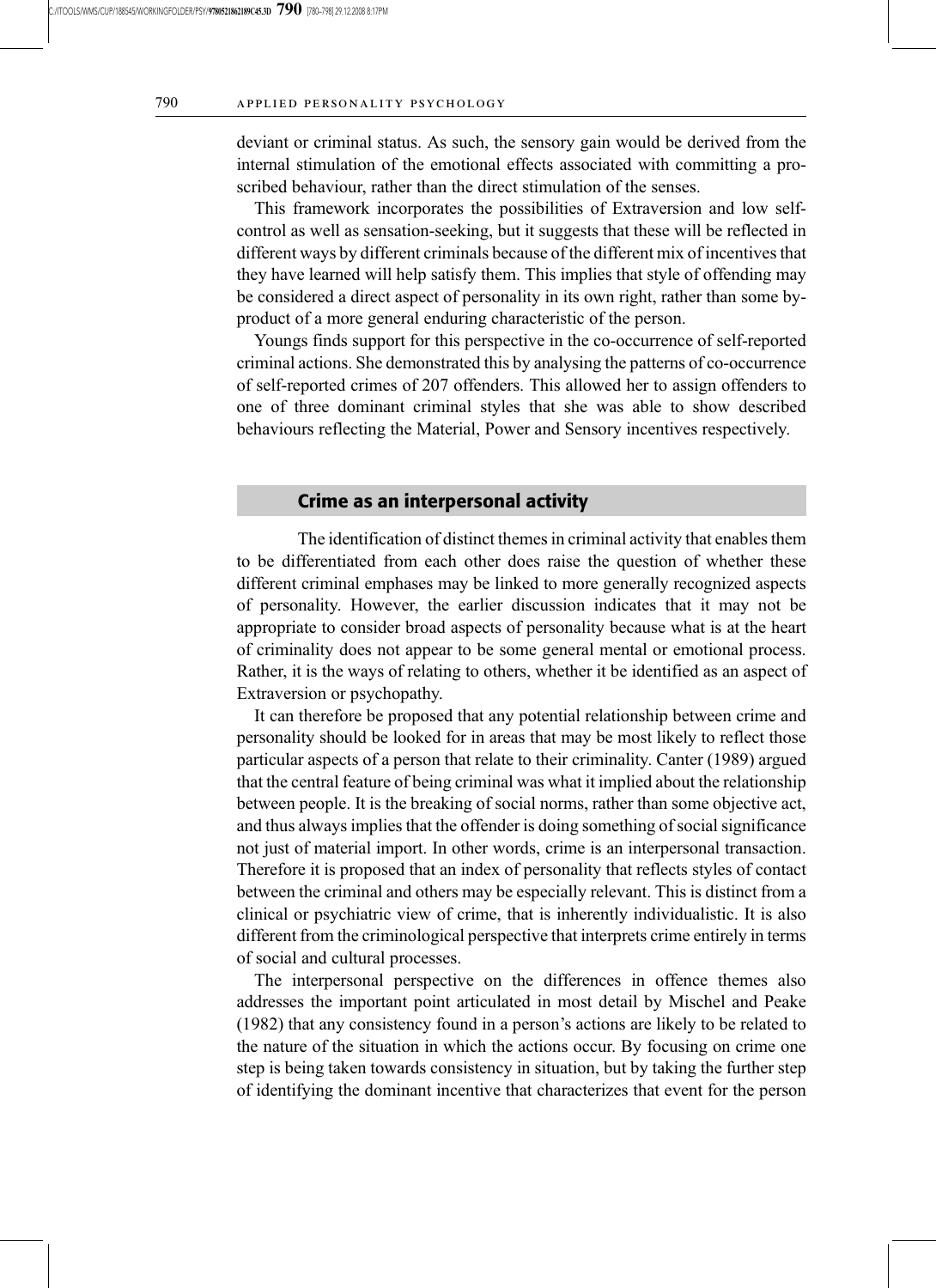deviant or criminal status. As such, the sensory gain would be derived from the internal stimulation of the emotional effects associated with committing a proscribed behaviour, rather than the direct stimulation of the senses.

This framework incorporates the possibilities of Extraversion and low self-control as well as sensation-seeking, but it suggests that these will be reflected in different ways by different criminals because of the different mix of incentives that they have learned will help satisfy them. This implies that style of offending may be considered a direct aspect of personality in its own right, rather than some by-product of a more general enduring characteristic of the person.

Youngs finds support for this perspective in the co-occurrence of self-reported criminal actions. She demonstrated this by analysing the patterns of co-occurrence of self-reported crimes of 207 offenders. This allowed her to assign offenders to one of three dominant criminal styles that she was able to show described behaviours reflecting the Material, Power and Sensory incentives respectively.

## Crime as an interpersonal activity

The identification of distinct themes in criminal activity that enables them to be differentiated from each other does raise the question of whether these different criminal emphases may be linked to more generally recognized aspects of personality. However, the earlier discussion indicates that it may not be appropriate to consider broad aspects of personality because what is at the heart of criminality does not appear to be some general mental or emotional process. Rather, it is the ways of relating to others, whether it be identified as an aspect of Extraversion or psychopathy.

It can therefore be proposed that any potential relationship between crime and personality should be looked for in areas that may be most likely to reflect those particular aspects of a person that relate to their criminality. Canter (1989) argued that the central feature of being criminal was what it implied about the relationship between people. It is the breaking of social norms, rather than some objective act, and thus always implies that the offender is doing something of social significance not just of material import. In other words, crime is an interpersonal transaction. Therefore it is proposed that an index of personality that reflects styles of contact between the criminal and others may be especially relevant. This is distinct from a clinical or psychiatric view of crime, that is inherently individualistic. It is also different from the criminological perspective that interprets crime entirely in terms of social and cultural processes.

The interpersonal perspective on the differences in offence themes also addresses the important point articulated in most detail by Mischel and Peake (1982) that any consistency found in a person's actions are likely to be related to the nature of the situation in which the actions occur. By focusing on crime one step is being taken towards consistency in situation, but by taking the further step of identifying the dominant incentive that characterizes that event for the person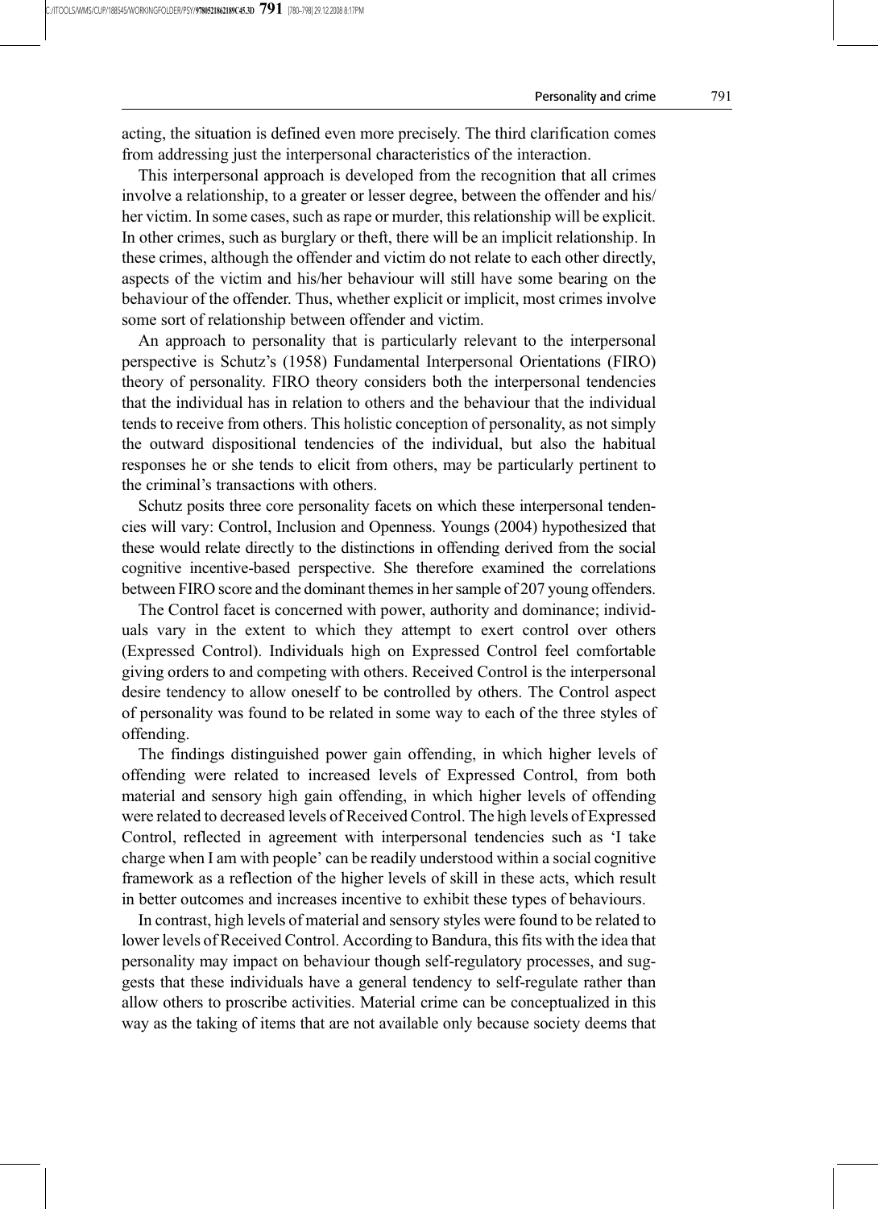acting, the situation is defined even more precisely. The third clarification comes from addressing just the interpersonal characteristics of the interaction.

This interpersonal approach is developed from the recognition that all crimes involve a relationship, to a greater or lesser degree, between the offender and his/her victim. In some cases, such as rape or murder, this relationship will be explicit. In other crimes, such as burglary or theft, there will be an implicit relationship. In these crimes, although the offender and victim do not relate to each other directly, aspects of the victim and his/her behaviour will still have some bearing on the behaviour of the offender. Thus, whether explicit or implicit, most crimes involve some sort of relationship between offender and victim.

An approach to personality that is particularly relevant to the interpersonal perspective is Schutz's (1958) Fundamental Interpersonal Orientations (FIRO) theory of personality. FIRO theory considers both the interpersonal tendencies that the individual has in relation to others and the behaviour that the individual tends to receive from others. This holistic conception of personality, as not simply the outward dispositional tendencies of the individual, but also the habitual responses he or she tends to elicit from others, may be particularly pertinent to the criminal's transactions with others.

Schutz posits three core personality facets on which these interpersonal tendencies will vary: Control, Inclusion and Openness. Youngs (2004) hypothesized that these would relate directly to the distinctions in offending derived from the social cognitive incentive-based perspective. She therefore examined the correlations between FIRO score and the dominant themes in her sample of 207 young offenders.

The Control facet is concerned with power, authority and dominance; individuals vary in the extent to which they attempt to exert control over others (Expressed Control). Individuals high on Expressed Control feel comfortable giving orders to and competing with others. Received Control is the interpersonal desire tendency to allow oneself to be controlled by others. The Control aspect of personality was found to be related in some way to each of the three styles of offending.

The findings distinguished power gain offending, in which higher levels of offending were related to increased levels of Expressed Control, from both material and sensory high gain offending, in which higher levels of offending were related to decreased levels of Received Control. The high levels of Expressed Control, reflected in agreement with interpersonal tendencies such as 'I take charge when I am with people' can be readily understood within a social cognitive framework as a reflection of the higher levels of skill in these acts, which result in better outcomes and increases incentive to exhibit these types of behaviours.

In contrast, high levels of material and sensory styles were found to be related to lower levels of Received Control. According to Bandura, this fits with the idea that personality may impact on behaviour though self-regulatory processes, and suggests that these individuals have a general tendency to self-regulate rather than allow others to proscribe activities. Material crime can be conceptualized in this way as the taking of items that are not available only because society deems that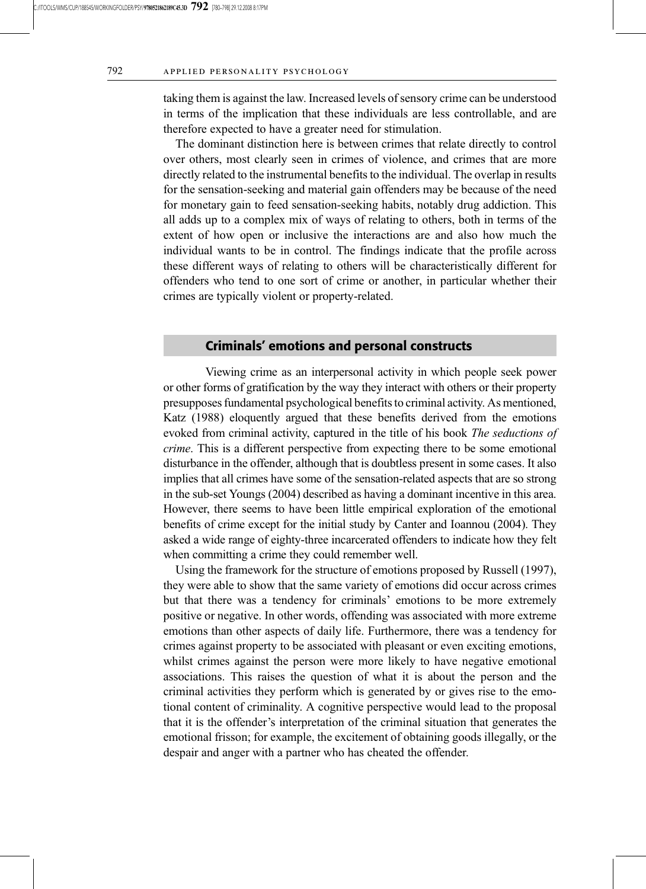taking them is against the law. Increased levels of sensory crime can be understood in terms of the implication that these individuals are less controllable, and are therefore expected to have a greater need for stimulation.

The dominant distinction here is between crimes that relate directly to control over others, most clearly seen in crimes of violence, and crimes that are more directly related to the instrumental benefits to the individual. The overlap in results for the sensation-seeking and material gain offenders may be because of the need for monetary gain to feed sensation-seeking habits, notably drug addiction. This all adds up to a complex mix of ways of relating to others, both in terms of the extent of how open or inclusive the interactions are and also how much the individual wants to be in control. The findings indicate that the profile across these different ways of relating to others will be characteristically different for offenders who tend to one sort of crime or another, in particular whether their crimes are typically violent or property-related.

## Criminals' emotions and personal constructs

Viewing crime as an interpersonal activity in which people seek power or other forms of gratification by the way they interact with others or their property presupposes fundamental psychological benefits to criminal activity. As mentioned, Katz (1988) eloquently argued that these benefits derived from the emotions evoked from criminal activity, captured in the title of his book *The seductions of crime*. This is a different perspective from expecting there to be some emotional disturbance in the offender, although that is doubtless present in some cases. It also implies that all crimes have some of the sensation-related aspects that are so strong in the sub-set Youngs (2004) described as having a dominant incentive in this area. However, there seems to have been little empirical exploration of the emotional benefits of crime except for the initial study by Canter and Ioannou (2004). They asked a wide range of eighty-three incarcerated offenders to indicate how they felt when committing a crime they could remember well.

Using the framework for the structure of emotions proposed by Russell (1997), they were able to show that the same variety of emotions did occur across crimes but that there was a tendency for criminals' emotions to be more extremely positive or negative. In other words, offending was associated with more extreme emotions than other aspects of daily life. Furthermore, there was a tendency for crimes against property to be associated with pleasant or even exciting emotions, whilst crimes against the person were more likely to have negative emotional associations. This raises the question of what it is about the person and the criminal activities they perform which is generated by or gives rise to the emotional content of criminality. A cognitive perspective would lead to the proposal that it is the offender's interpretation of the criminal situation that generates the emotional frisson; for example, the excitement of obtaining goods illegally, or the despair and anger with a partner who has cheated the offender.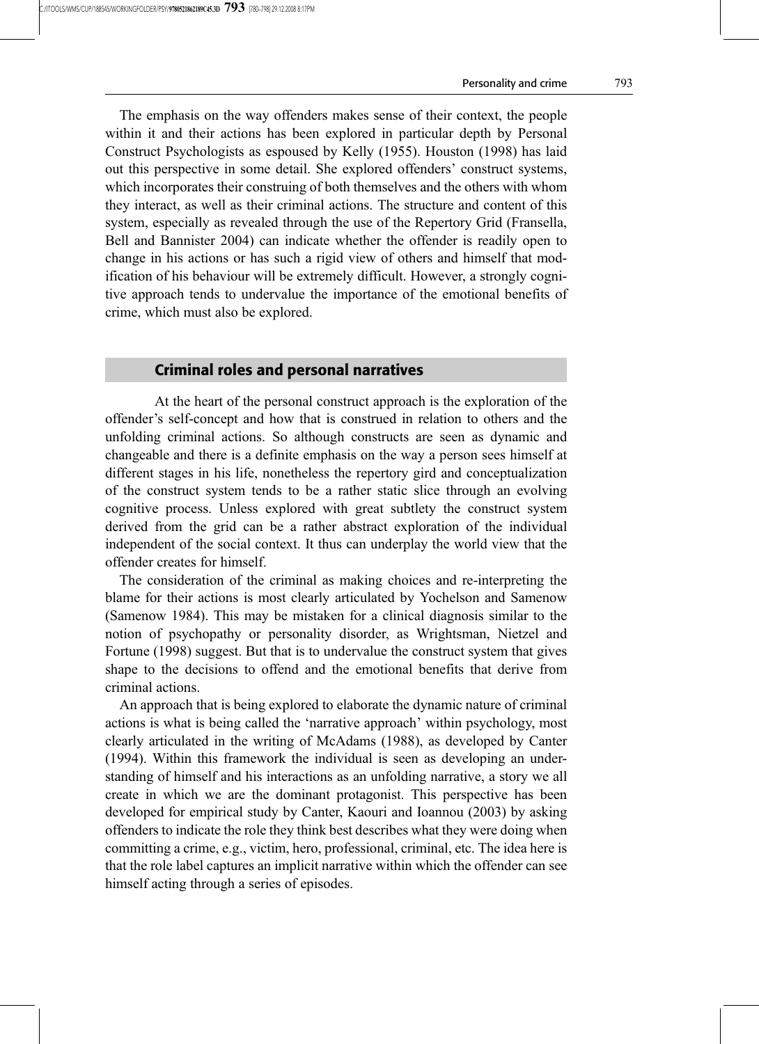The emphasis on the way offenders makes sense of their context, the people within it and their actions has been explored in particular depth by Personal Construct Psychologists as espoused by Kelly (1955). Houston (1998) has laid out this perspective in some detail. She explored offenders' construct systems, which incorporates their construing of both themselves and the others with whom they interact, as well as their criminal actions. The structure and content of this system, especially as revealed through the use of the Repertory Grid (Fransella, Bell and Bannister 2004) can indicate whether the offender is readily open to change in his actions or has such a rigid view of others and himself that modification of his behaviour will be extremely difficult. However, a strongly cognitive approach tends to undervalue the importance of the emotional benefits of crime, which must also be explored.

## Criminal roles and personal narratives

At the heart of the personal construct approach is the exploration of the offender's self-concept and how that is construed in relation to others and the unfolding criminal actions. So although constructs are seen as dynamic and changeable and there is a definite emphasis on the way a person sees himself at different stages in his life, nonetheless the repertory gird and conceptualization of the construct system tends to be a rather static slice through an evolving cognitive process. Unless explored with great subtlety the construct system derived from the grid can be a rather abstract exploration of the individual independent of the social context. It thus can underplay the world view that the offender creates for himself.

The consideration of the criminal as making choices and re-interpreting the blame for their actions is most clearly articulated by Yochelson and Samenow (Samenow 1984). This may be mistaken for a clinical diagnosis similar to the notion of psychopathy or personality disorder, as Wrightsman, Nietzel and Fortune (1998) suggest. But that is to undervalue the construct system that gives shape to the decisions to offend and the emotional benefits that derive from criminal actions.

An approach that is being explored to elaborate the dynamic nature of criminal actions is what is being called the 'narrative approach' within psychology, most clearly articulated in the writing of McAdams (1988), as developed by Canter (1994). Within this framework the individual is seen as developing an understanding of himself and his interactions as an unfolding narrative, a story we all create in which we are the dominant protagonist. This perspective has been developed for empirical study by Canter, Kaouri and Ioannou (2003) by asking offenders to indicate the role they think best describes what they were doing when committing a crime, e.g., victim, hero, professional, criminal, etc. The idea here is that the role label captures an implicit narrative within which the offender can see himself acting through a series of episodes.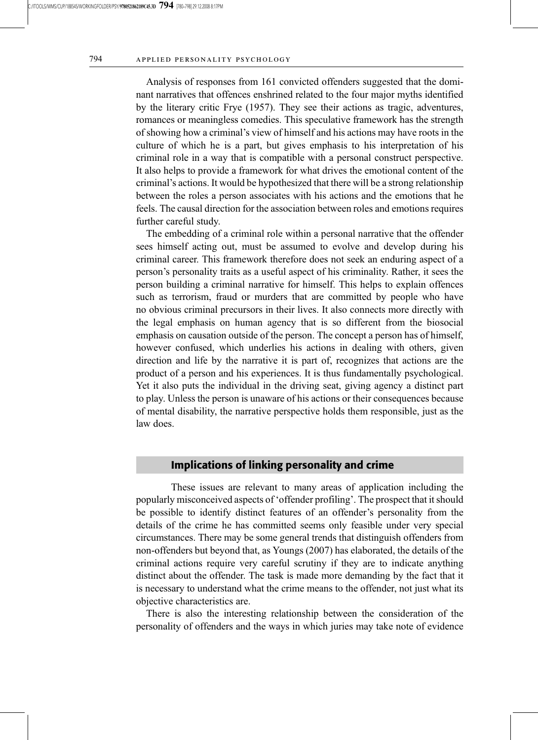Analysis of responses from 161 convicted offenders suggested that the dominant narratives that offences enshrined related to the four major myths identified by the literary critic Frye (1957). They see their actions as tragic, adventures, romances or meaningless comedies. This speculative framework has the strength of showing how a criminal's view of himself and his actions may have roots in the culture of which he is a part, but gives emphasis to his interpretation of his criminal role in a way that is compatible with a personal construct perspective. It also helps to provide a framework for what drives the emotional content of the criminal's actions. It would be hypothesized that there will be a strong relationship between the roles a person associates with his actions and the emotions that he feels. The causal direction for the association between roles and emotions requires further careful study.

The embedding of a criminal role within a personal narrative that the offender sees himself acting out, must be assumed to evolve and develop during his criminal career. This framework therefore does not seek an enduring aspect of a person's personality traits as a useful aspect of his criminality. Rather, it sees the person building a criminal narrative for himself. This helps to explain offences such as terrorism, fraud or murders that are committed by people who have no obvious criminal precursors in their lives. It also connects more directly with the legal emphasis on human agency that is so different from the biosocial emphasis on causation outside of the person. The concept a person has of himself, however confused, which underlies his actions in dealing with others, given direction and life by the narrative it is part of, recognizes that actions are the product of a person and his experiences. It is thus fundamentally psychological. Yet it also puts the individual in the driving seat, giving agency a distinct part to play. Unless the person is unaware of his actions or their consequences because of mental disability, the narrative perspective holds them responsible, just as the law does.

## Implications of linking personality and crime

These issues are relevant to many areas of application including the popularly misconceived aspects of 'offender profiling'. The prospect that it should be possible to identify distinct features of an offender's personality from the details of the crime he has committed seems only feasible under very special circumstances. There may be some general trends that distinguish offenders from non-offenders but beyond that, as Youngs (2007) has elaborated, the details of the criminal actions require very careful scrutiny if they are to indicate anything distinct about the offender. The task is made more demanding by the fact that it is necessary to understand what the crime means to the offender, not just what its objective characteristics are.

There is also the interesting relationship between the consideration of the personality of offenders and the ways in which juries may take note of evidence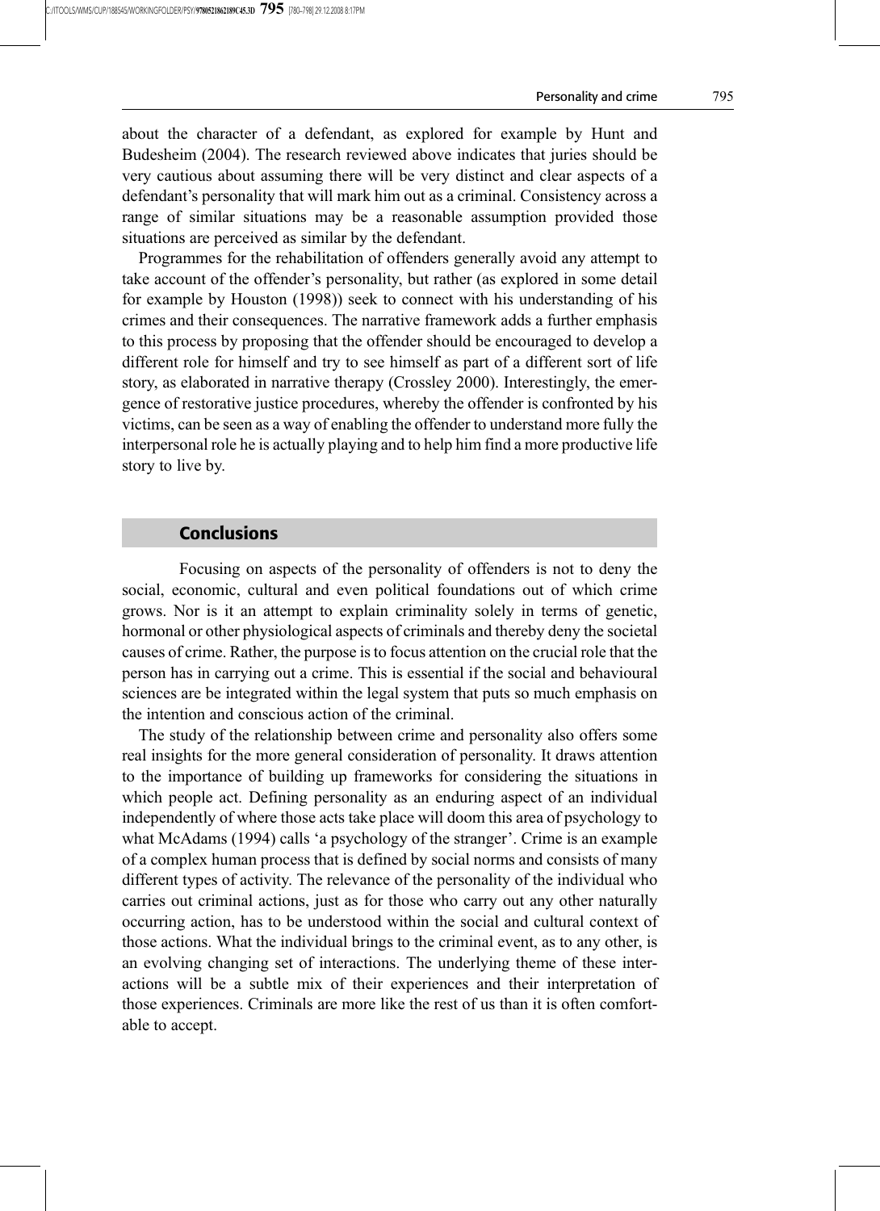about the character of a defendant, as explored for example by Hunt and Budesheim (2004). The research reviewed above indicates that juries should be very cautious about assuming there will be very distinct and clear aspects of a defendant's personality that will mark him out as a criminal. Consistency across a range of similar situations may be a reasonable assumption provided those situations are perceived as similar by the defendant.

Programmes for the rehabilitation of offenders generally avoid any attempt to take account of the offender's personality, but rather (as explored in some detail for example by Houston (1998)) seek to connect with his understanding of his crimes and their consequences. The narrative framework adds a further emphasis to this process by proposing that the offender should be encouraged to develop a different role for himself and try to see himself as part of a different sort of life story, as elaborated in narrative therapy (Crossley 2000). Interestingly, the emergence of restorative justice procedures, whereby the offender is confronted by his victims, can be seen as a way of enabling the offender to understand more fully the interpersonal role he is actually playing and to help him find a more productive life story to live by.

## Conclusions

Focusing on aspects of the personality of offenders is not to deny the social, economic, cultural and even political foundations out of which crime grows. Nor is it an attempt to explain criminality solely in terms of genetic, hormonal or other physiological aspects of criminals and thereby deny the societal causes of crime. Rather, the purpose is to focus attention on the crucial role that the person has in carrying out a crime. This is essential if the social and behavioural sciences are be integrated within the legal system that puts so much emphasis on the intention and conscious action of the criminal.

The study of the relationship between crime and personality also offers some real insights for the more general consideration of personality. It draws attention to the importance of building up frameworks for considering the situations in which people act. Defining personality as an enduring aspect of an individual independently of where those acts take place will doom this area of psychology to what McAdams (1994) calls 'a psychology of the stranger'. Crime is an example of a complex human process that is defined by social norms and consists of many different types of activity. The relevance of the personality of the individual who carries out criminal actions, just as for those who carry out any other naturally occurring action, has to be understood within the social and cultural context of those actions. What the individual brings to the criminal event, as to any other, is an evolving changing set of interactions. The underlying theme of these interactions will be a subtle mix of their experiences and their interpretation of those experiences. Criminals are more like the rest of us than it is often comfortable to accept.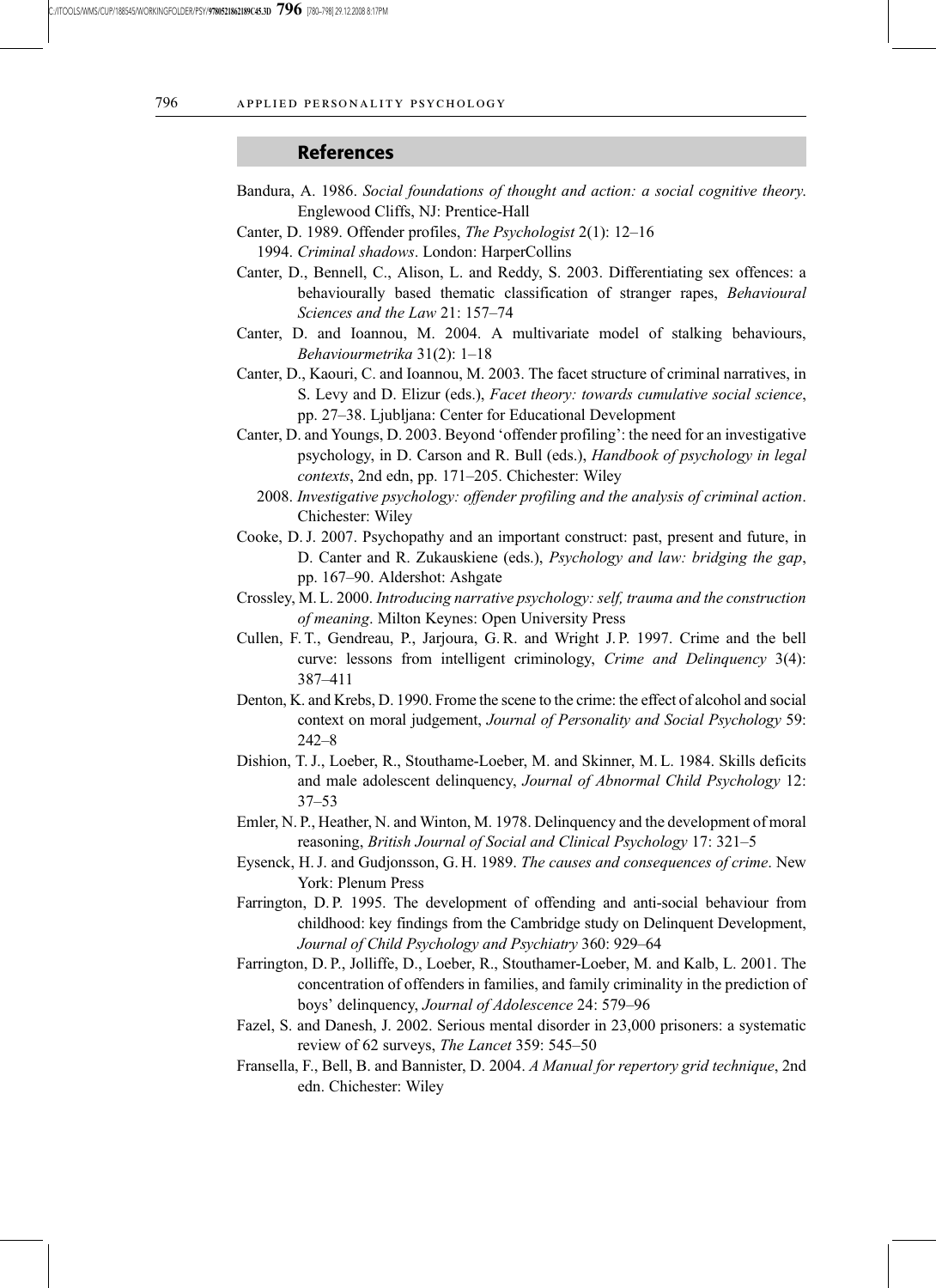## References

Bandura, A. 1986. *Social foundations of thought and action: a social cognitive theory.* Englewood Cliffs, NJ: Prentice-Hall

Canter, D. 1989. Offender profiles, *The Psychologist* 2(1): 12–16

1994. *Criminal shadows*. London: HarperCollins

Canter, D., Bennell, C., Alison, L. and Reddy, S. 2003. Differentiating sex offences: a behaviourally based thematic classification of stranger rapes, *Behavioural Sciences and the Law* 21: 157–74

Canter, D. and Ioannou, M. 2004. A multivariate model of stalking behaviours, *Behaviourmetrika* 31(2): 1–18

Canter, D., Kaouri, C. and Ioannou, M. 2003. The facet structure of criminal narratives, in S. Levy and D. Elizur (eds.), *Facet theory: towards cumulative social science*, pp. 27–38. Ljubljana: Center for Educational Development

Canter, D. and Youngs, D. 2003. Beyond 'offender profiling': the need for an investigative psychology, in D. Carson and R. Bull (eds.), *Handbook of psychology in legal contexts*, 2nd edn, pp. 171–205. Chichester: Wiley

2008. *Investigative psychology: offender profiling and the analysis of criminal action*. Chichester: Wiley

Cooke, D. J. 2007. Psychopathy and an important construct: past, present and future, in D. Canter and R. Zukauskiene (eds.), *Psychology and law: bridging the gap*, pp. 167–90. Aldershot: Ashgate

Crossley, M. L. 2000. *Introducing narrative psychology: self, trauma and the construction of meaning*. Milton Keynes: Open University Press

Cullen, F. T., Gendreau, P., Jarjoura, G. R. and Wright J. P. 1997. Crime and the bell curve: lessons from intelligent criminology, *Crime and Delinquency* 3(4): 387–411

Denton, K. and Krebs, D. 1990. Frome the scene to the crime: the effect of alcohol and social context on moral judgement, *Journal of Personality and Social Psychology* 59: 242–8

Dishion, T. J., Loeber, R., Stouthame-Loeber, M. and Skinner, M. L. 1984. Skills deficits and male adolescent delinquency, *Journal of Abnormal Child Psychology* 12: 37–53

Emler, N. P., Heather, N. and Winton, M. 1978. Delinquency and the development of moral reasoning, *British Journal of Social and Clinical Psychology* 17: 321–5

Eysenck, H. J. and Gudjonsson, G. H. 1989. *The causes and consequences of crime*. New York: Plenum Press

Farrington, D. P. 1995. The development of offending and anti-social behaviour from childhood: key findings from the Cambridge study on Delinquent Development, *Journal of Child Psychology and Psychiatry* 360: 929–64

Farrington, D. P., Jolliffe, D., Loeber, R., Stouthamer-Loeber, M. and Kalb, L. 2001. The concentration of offenders in families, and family criminality in the prediction of boys' delinquency, *Journal of Adolescence* 24: 579–96

Fazel, S. and Danesh, J. 2002. Serious mental disorder in 23,000 prisoners: a systematic review of 62 surveys, *The Lancet* 359: 545–50

Fransella, F., Bell, B. and Bannister, D. 2004. *A Manual for repertory grid technique*, 2nd edn. Chichester: Wiley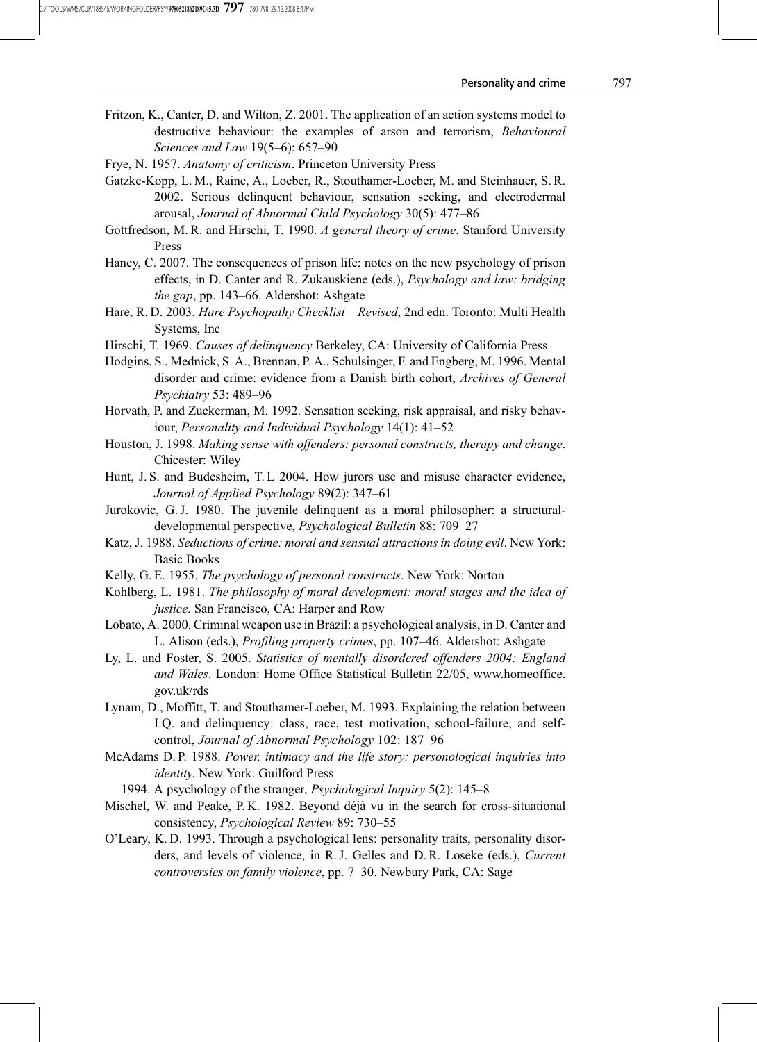Fritzon, K., Canter, D. and Wilton, Z. 2001. The application of an action systems model to destructive behaviour: the examples of arson and terrorism, *Behavioural Sciences and Law* 19(5–6): 657–90

Frye, N. 1957. *Anatomy of criticism*. Princeton University Press

Gatzke-Kopp, L. M., Raine, A., Loeber, R., Stouthamer-Loeber, M. and Steinhauer, S. R. 2002. Serious delinquent behaviour, sensation seeking, and electrodermal arousal, *Journal of Abnormal Child Psychology* 30(5): 477–86

Gottfredson, M. R. and Hirschi, T. 1990. *A general theory of crime*. Stanford University Press

Haney, C. 2007. The consequences of prison life: notes on the new psychology of prison effects, in D. Canter and R. Zukauskiene (eds.), *Psychology and law: bridging the gap*, pp. 143–66. Aldershot: Ashgate

Hare, R. D. 2003. *Hare Psychopathy Checklist – Revised*, 2nd edn. Toronto: Multi Health Systems, Inc

Hirschi, T. 1969. *Causes of delinquency* Berkeley, CA: University of California Press

Hodgins, S., Mednick, S. A., Brennan, P. A., Schulsinger, F. and Engberg, M. 1996. Mental disorder and crime: evidence from a Danish birth cohort, *Archives of General Psychiatry* 53: 489–96

Horvath, P. and Zuckerman, M. 1992. Sensation seeking, risk appraisal, and risky behaviour, *Personality and Individual Psychology* 14(1): 41–52

Houston, J. 1998. *Making sense with offenders: personal constructs, therapy and change*. Chicester: Wiley

Hunt, J. S. and Budesheim, T. L 2004. How jurors use and misuse character evidence, *Journal of Applied Psychology* 89(2): 347–61

Jurokovic, G. J. 1980. The juvenile delinquent as a moral philosopher: a structural-developmental perspective, *Psychological Bulletin* 88: 709–27

Katz, J. 1988. *Seductions of crime: moral and sensual attractions in doing evil*. New York: Basic Books

Kelly, G. E. 1955. *The psychology of personal constructs*. New York: Norton

Kohlberg, L. 1981. *The philosophy of moral development: moral stages and the idea of justice*. San Francisco, CA: Harper and Row

Lobato, A. 2000. Criminal weapon use in Brazil: a psychological analysis, in D. Canter and L. Alison (eds.), *Profiling property crimes*, pp. 107–46. Aldershot: Ashgate

Ly, L. and Foster, S. 2005. *Statistics of mentally disordered offenders 2004: England and Wales*. London: Home Office Statistical Bulletin 22/05, www.homeoffice.gov.uk/rds

Lynam, D., Moffitt, T. and Stouthamer-Loeber, M. 1993. Explaining the relation between I.Q. and delinquency: class, race, test motivation, school-failure, and self-control, *Journal of Abnormal Psychology* 102: 187–96

McAdams D. P. 1988. *Power, intimacy and the life story: personological inquiries into identity*. New York: Guilford Press

1994. A psychology of the stranger, *Psychological Inquiry* 5(2): 145–8

Mischel, W. and Peake, P. K. 1982. Beyond déjà vu in the search for cross-situational consistency, *Psychological Review* 89: 730–55

O'Leary, K. D. 1993. Through a psychological lens: personality traits, personality disorders, and levels of violence, in R. J. Gelles and D. R. Loseke (eds.), *Current controversies on family violence*, pp. 7–30. Newbury Park, CA: Sage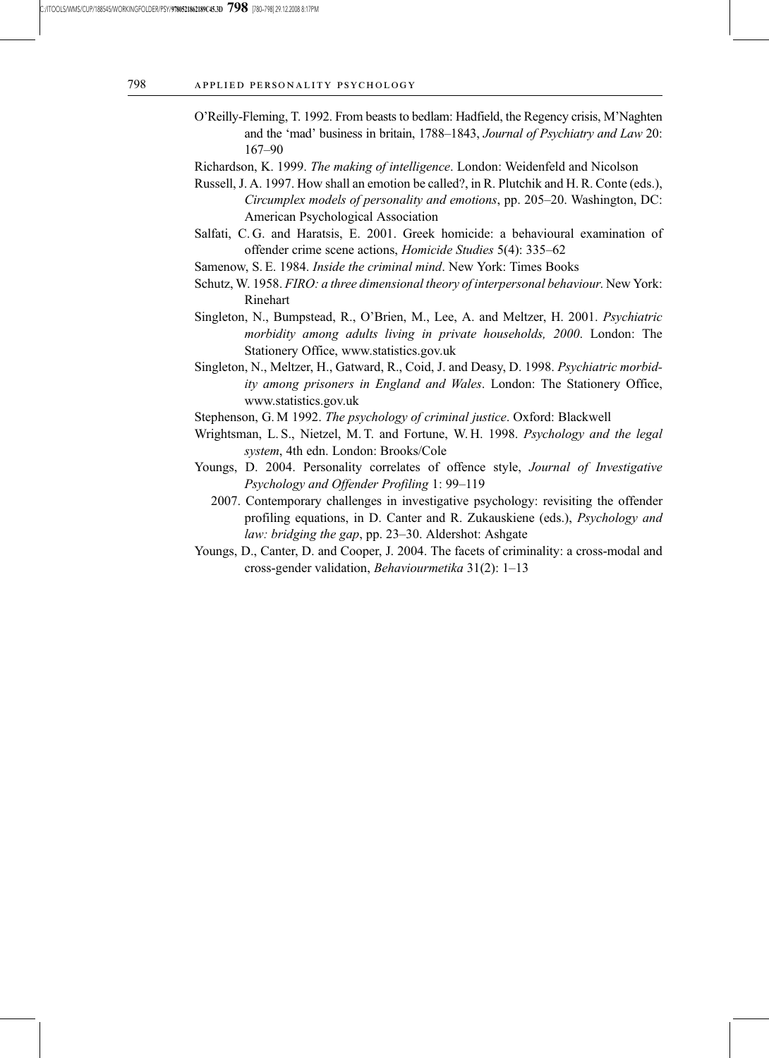O'Reilly-Fleming, T. 1992. From beasts to bedlam: Hadfield, the Regency crisis, M'Naghten and the 'mad' business in britain, 1788–1843, *Journal of Psychiatry and Law* 20: 167–90

Richardson, K. 1999. *The making of intelligence*. London: Weidenfeld and Nicolson

Russell, J. A. 1997. How shall an emotion be called?, in R. Plutchik and H. R. Conte (eds.), *Circumplex models of personality and emotions*, pp. 205–20. Washington, DC: American Psychological Association

Salfati, C. G. and Haratsis, E. 2001. Greek homicide: a behavioural examination of offender crime scene actions, *Homicide Studies* 5(4): 335–62

Samenow, S. E. 1984. *Inside the criminal mind*. New York: Times Books

Schutz, W. 1958. *FIRO: a three dimensional theory of interpersonal behaviour*. New York: Rinehart

Singleton, N., Bumpstead, R., O'Brien, M., Lee, A. and Meltzer, H. 2001. *Psychiatric morbidity among adults living in private households, 2000*. London: The Stationery Office, www.statistics.gov.uk

Singleton, N., Meltzer, H., Gatward, R., Coid, J. and Deasy, D. 1998. *Psychiatric morbidity among prisoners in England and Wales*. London: The Stationery Office, www.statistics.gov.uk

Stephenson, G. M 1992. *The psychology of criminal justice*. Oxford: Blackwell

Wrightsman, L. S., Nietzel, M. T. and Fortune, W. H. 1998. *Psychology and the legal system*, 4th edn. London: Brooks/Cole

Youngs, D. 2004. Personality correlates of offence style, *Journal of Investigative Psychology and Offender Profiling* 1: 99–119

2007. Contemporary challenges in investigative psychology: revisiting the offender profiling equations, in D. Canter and R. Zukauskiene (eds.), *Psychology and law: bridging the gap*, pp. 23–30. Aldershot: Ashgate

Youngs, D., Canter, D. and Cooper, J. 2004. The facets of criminality: a cross-modal and cross-gender validation, *Behaviourmetika* 31(2): 1–13